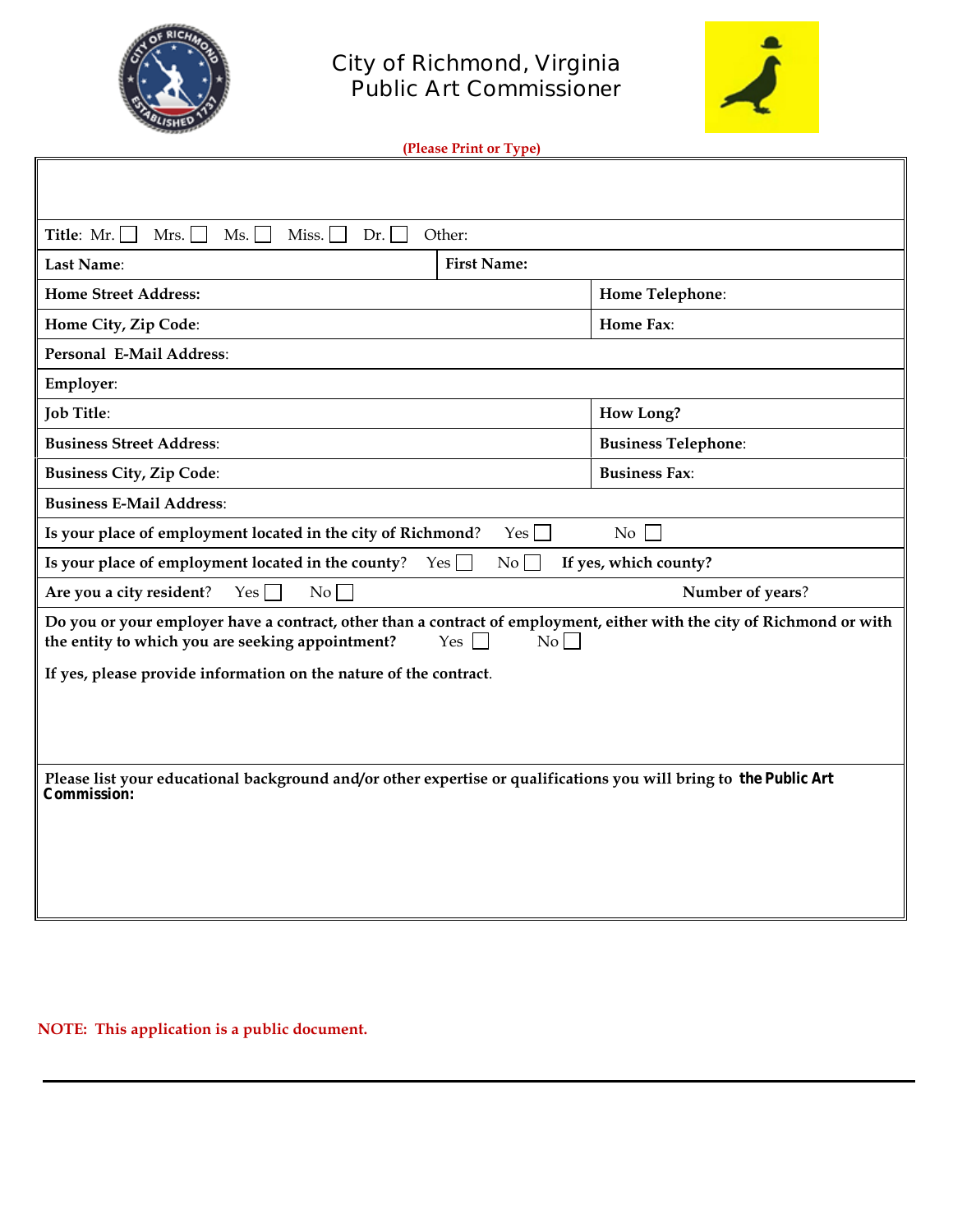# City of Richmond, Virginia
## Public Art Commissioner

**(Please Print or Type)**

| | | |
|---|---|---|
| **Title**: Mr. ☐ Mrs. ☐ Ms. ☐ Miss. ☐ Dr. ☐ Other: | | |
| **Last Name**: | **First Name:** | |
| **Home Street Address:** | | **Home Telephone**: |
| **Home City, Zip Code**: | | **Home Fax**: |
| **Personal E-Mail Address**: | | |
| **Employer**: | | |
| **Job Title**: | | **How Long?** |
| **Business Street Address**: | | **Business Telephone**: |
| **Business City, Zip Code**: | | **Business Fax**: |
| **Business E-Mail Address**: | | |
| **Is your place of employment located in the city of Richmond**? Yes ☐ No ☐ | | |
| **Is your place of employment located in the county**? Yes ☐ No ☐ **If yes, which county?** | | |
| **Are you a city resident**? Yes ☐ No ☐ | | **Number of years**? |

**Do you or your employer have a contract, other than a contract of employment, either with the city of Richmond or with the entity to which you are seeking appointment?** Yes ☐ No ☐

**If yes, please provide information on the nature of the contract**.

**Please list your educational background and/or other expertise or qualifications you will bring to the Public Art Commission:**

**NOTE: This application is a public document.**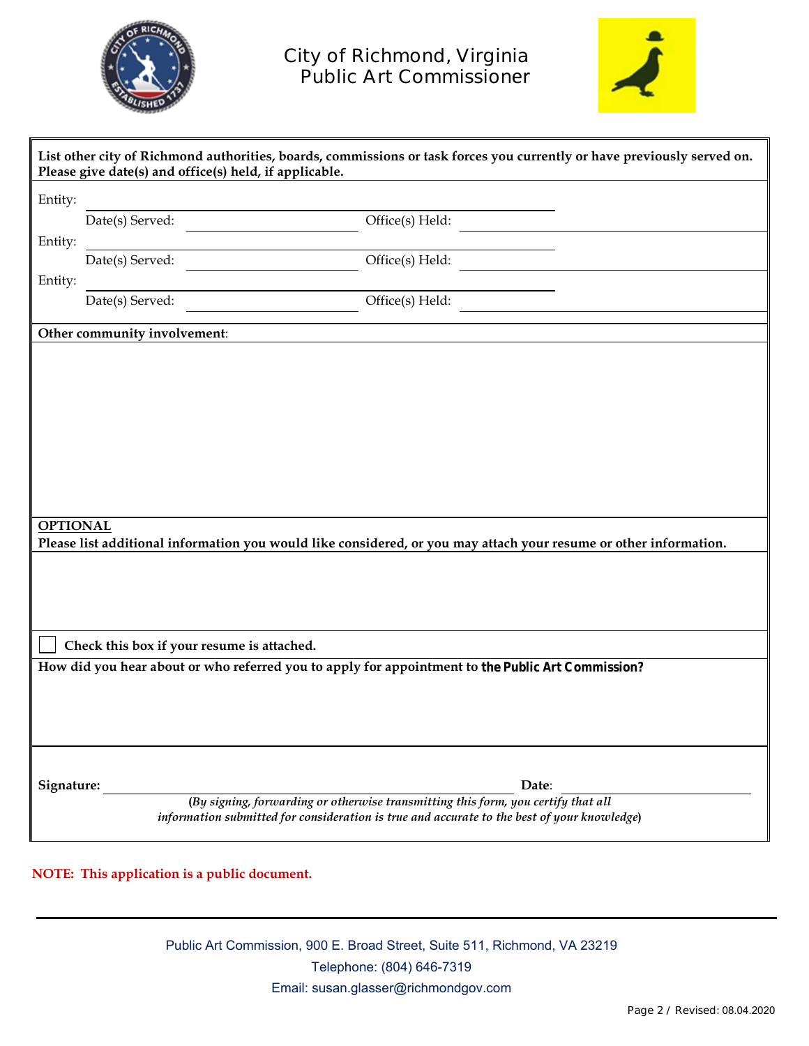City of Richmond, Virginia
Public Art Commissioner

**List other city of Richmond authorities, boards, commissions or task forces you currently or have previously served on. Please give date(s) and office(s) held, if applicable.**

Entity: ____________________

Date(s) Served: ____________ Office(s) Held: ____________

Entity: ____________________

Date(s) Served: ____________ Office(s) Held: ____________

Entity: ____________________

Date(s) Served: ____________ Office(s) Held: ____________

**Other community involvement**:

**OPTIONAL**

**Please list additional information you would like considered, or you may attach your resume or other information.**

☐ **Check this box if your resume is attached.**

**How did you hear about or who referred you to apply for appointment to the Public Art Commission?**

**Signature:** ____________________ **Date**: ____________

***(By signing, forwarding or otherwise transmitting this form, you certify that all information submitted for consideration is true and accurate to the best of your knowledge)***

**NOTE: This application is a public document.**

Public Art Commission, 900 E. Broad Street, Suite 511, Richmond, VA 23219

Telephone: (804) 646-7319

Email: susan.glasser@richmondgov.com

Revised: 08.04.2020